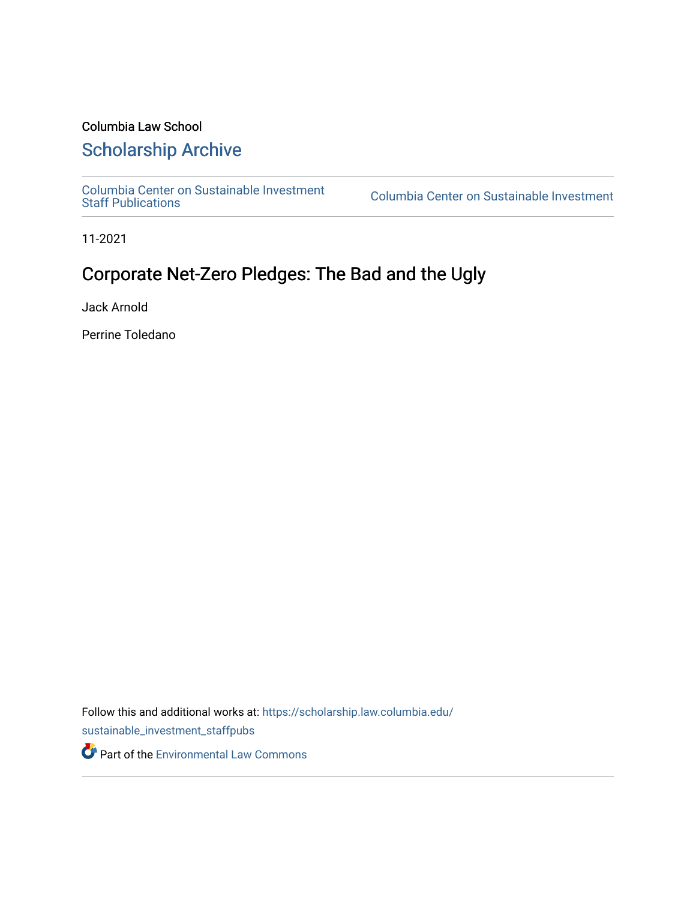Columbia Law School

## Scholarship Archive

Columbia Center on Sustainable Investment Staff Publications | Columbia Center on Sustainable Investment

11-2021

# Corporate Net-Zero Pledges: The Bad and the Ugly

Jack Arnold

Perrine Toledano

Follow this and additional works at: https://scholarship.law.columbia.edu/sustainable_investment_staffpubs

Part of the Environmental Law Commons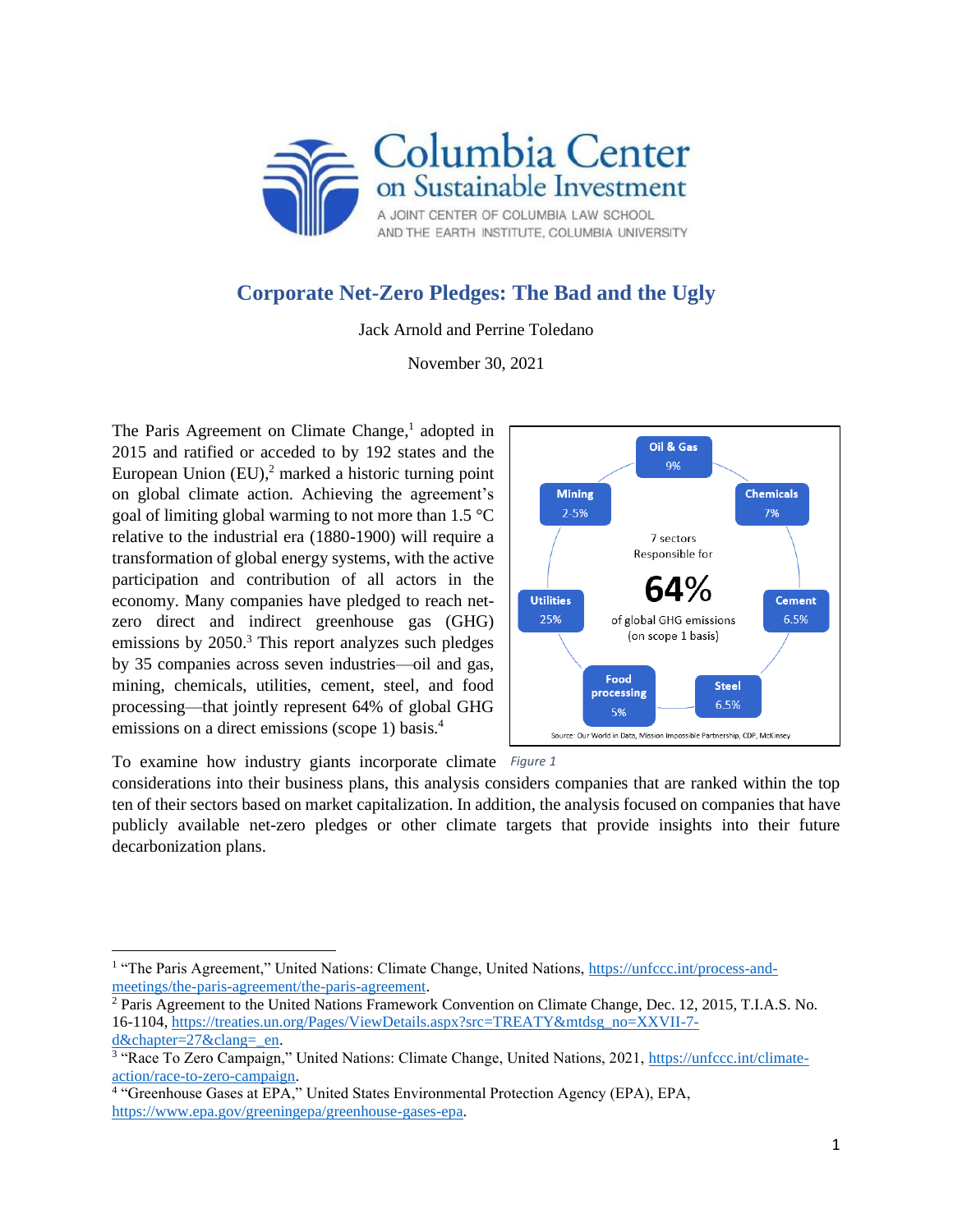![Columbia Center on Sustainable Investment — A Joint Center of Columbia Law School and the Earth Institute, Columbia University]

# Corporate Net-Zero Pledges: The Bad and the Ugly

Jack Arnold and Perrine Toledano

November 30, 2021

The Paris Agreement on Climate Change,[1] adopted in 2015 and ratified or acceded to by 192 states and the European Union (EU),[2] marked a historic turning point on global climate action. Achieving the agreement's goal of limiting global warming to not more than 1.5 °C relative to the industrial era (1880-1900) will require a transformation of global energy systems, with the active participation and contribution of all actors in the economy. Many companies have pledged to reach net-zero direct and indirect greenhouse gas (GHG) emissions by 2050.[3] This report analyzes such pledges by 35 companies across seven industries—oil and gas, mining, chemicals, utilities, cement, steel, and food processing—that jointly represent 64% of global GHG emissions on a direct emissions (scope 1) basis.[4]

7 sectors Responsible for **64%** of global GHG emissions (on scope 1 basis)

| Sector | Share |
|---|---|
| Oil & Gas | 9% |
| Chemicals | 7% |
| Cement | 6.5% |
| Steel | 6.5% |
| Food processing | 5% |
| Utilities | 25% |
| Mining | 2-5% |

Source: Our World in Data, Mission Impossible Partnership, CDP, McKinsey

*Figure 1*

To examine how industry giants incorporate climate considerations into their business plans, this analysis considers companies that are ranked within the top ten of their sectors based on market capitalization. In addition, the analysis focused on companies that have publicly available net-zero pledges or other climate targets that provide insights into their future decarbonization plans.

---

[1] "The Paris Agreement," United Nations: Climate Change, United Nations, https://unfccc.int/process-and-meetings/the-paris-agreement/the-paris-agreement.

[2] Paris Agreement to the United Nations Framework Convention on Climate Change, Dec. 12, 2015, T.I.A.S. No. 16-1104, https://treaties.un.org/Pages/ViewDetails.aspx?src=TREATY&mtdsg_no=XXVII-7-d&chapter=27&clang=_en.

[3] "Race To Zero Campaign," United Nations: Climate Change, United Nations, 2021, https://unfccc.int/climate-action/race-to-zero-campaign.

[4] "Greenhouse Gases at EPA," United States Environmental Protection Agency (EPA), EPA, https://www.epa.gov/greeningepa/greenhouse-gases-epa.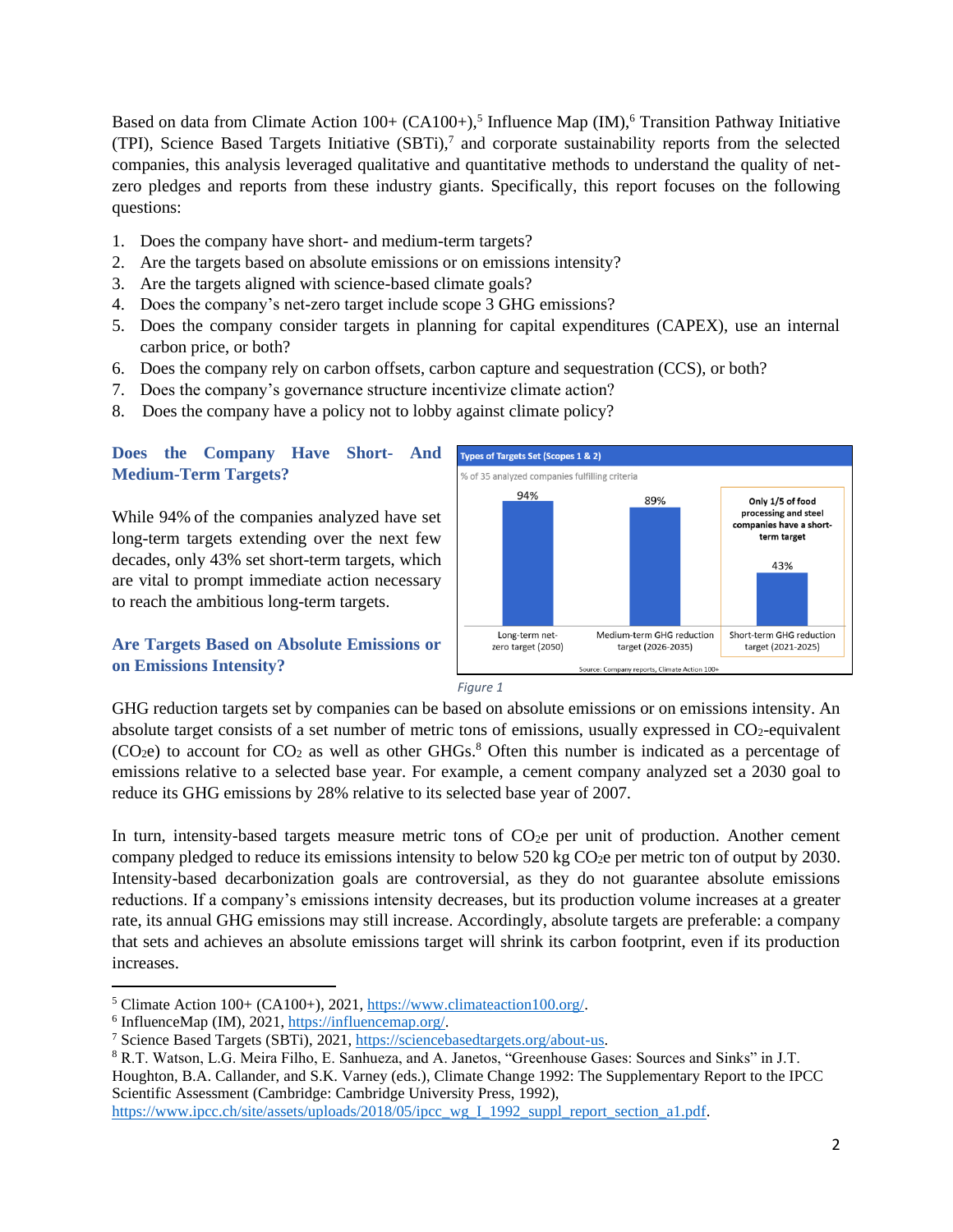Based on data from Climate Action 100+ (CA100+),[5] Influence Map (IM),[6] Transition Pathway Initiative (TPI), Science Based Targets Initiative (SBTi),[7] and corporate sustainability reports from the selected companies, this analysis leveraged qualitative and quantitative methods to understand the quality of net-zero pledges and reports from these industry giants. Specifically, this report focuses on the following questions:

1. Does the company have short- and medium-term targets?
2. Are the targets based on absolute emissions or on emissions intensity?
3. Are the targets aligned with science-based climate goals?
4. Does the company's net-zero target include scope 3 GHG emissions?
5. Does the company consider targets in planning for capital expenditures (CAPEX), use an internal carbon price, or both?
6. Does the company rely on carbon offsets, carbon capture and sequestration (CCS), or both?
7. Does the company's governance structure incentivize climate action?
8. Does the company have a policy not to lobby against climate policy?

## Does the Company Have Short- And Medium-Term Targets?

While 94% of the companies analyzed have set long-term targets extending over the next few decades, only 43% set short-term targets, which are vital to prompt immediate action necessary to reach the ambitious long-term targets.

**Types of Targets Set (Scopes 1 & 2)**

% of 35 analyzed companies fulfilling criteria

| Long-term net-zero target (2050) | Medium-term GHG reduction target (2026-2035) | Short-term GHG reduction target (2021-2025) |
|---|---|---|
| 94% | 89% | 43% |

Only 1/5 of food processing and steel companies have a short-term target

Source: Company reports, Climate Action 100+

*Figure 1*

## Are Targets Based on Absolute Emissions or on Emissions Intensity?

GHG reduction targets set by companies can be based on absolute emissions or on emissions intensity. An absolute target consists of a set number of metric tons of emissions, usually expressed in $CO_2$-equivalent ($CO_2e$) to account for $CO_2$ as well as other GHGs.[8] Often this number is indicated as a percentage of emissions relative to a selected base year. For example, a cement company analyzed set a 2030 goal to reduce its GHG emissions by 28% relative to its selected base year of 2007.

In turn, intensity-based targets measure metric tons of $CO_2e$ per unit of production. Another cement company pledged to reduce its emissions intensity to below 520 kg $CO_2e$ per metric ton of output by 2030. Intensity-based decarbonization goals are controversial, as they do not guarantee absolute emissions reductions. If a company's emissions intensity decreases, but its production volume increases at a greater rate, its annual GHG emissions may still increase. Accordingly, absolute targets are preferable: a company that sets and achieves an absolute emissions target will shrink its carbon footprint, even if its production increases.

---

[5] Climate Action 100+ (CA100+), 2021, https://www.climateaction100.org/.

[6] InfluenceMap (IM), 2021, https://influencemap.org/.

[7] Science Based Targets (SBTi), 2021, https://sciencebasedtargets.org/about-us.

[8] R.T. Watson, L.G. Meira Filho, E. Sanhueza, and A. Janetos, "Greenhouse Gases: Sources and Sinks" in J.T. Houghton, B.A. Callander, and S.K. Varney (eds.), Climate Change 1992: The Supplementary Report to the IPCC Scientific Assessment (Cambridge: Cambridge University Press, 1992), https://www.ipcc.ch/site/assets/uploads/2018/05/ipcc_wg_I_1992_suppl_report_section_a1.pdf.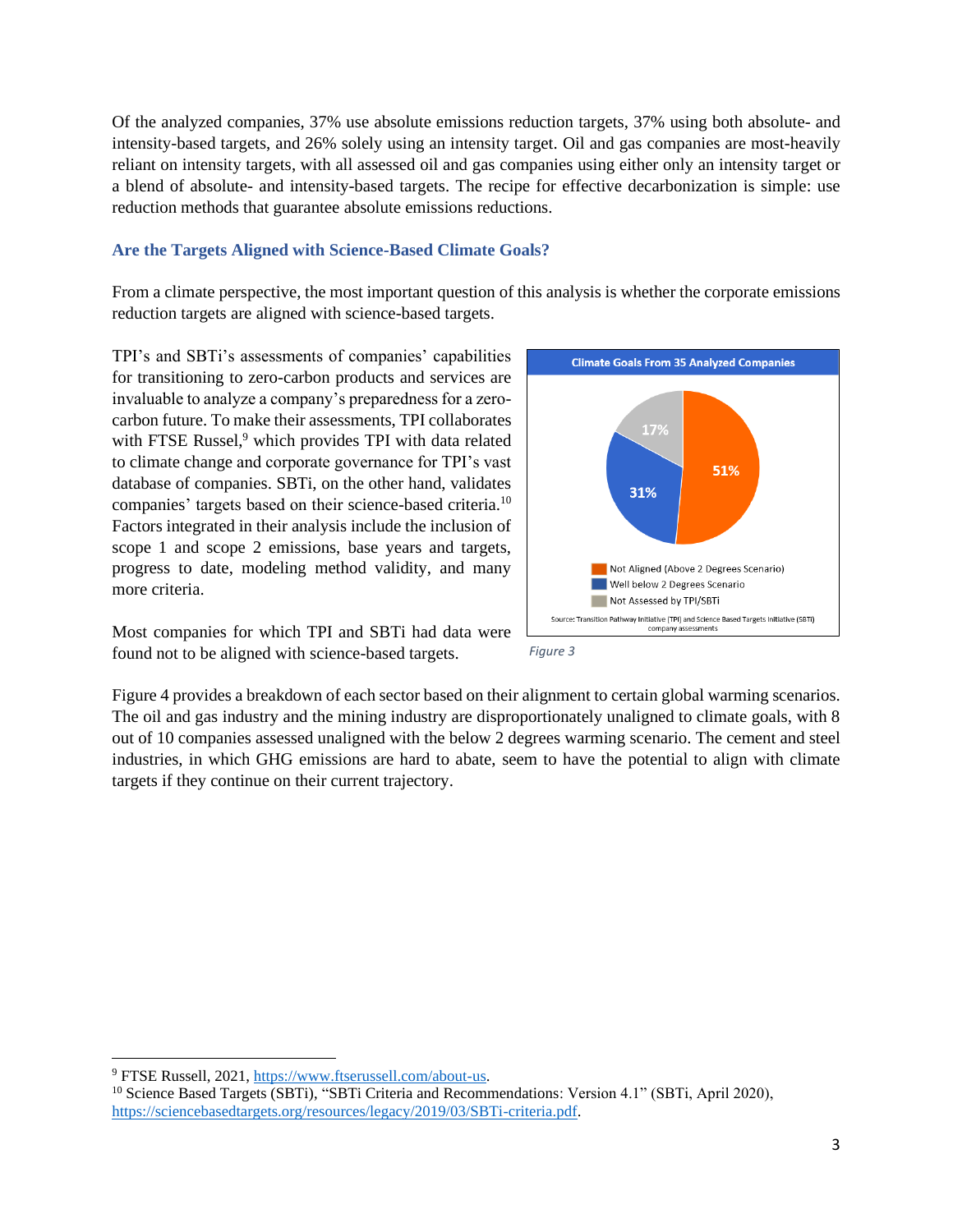Of the analyzed companies, 37% use absolute emissions reduction targets, 37% using both absolute- and intensity-based targets, and 26% solely using an intensity target. Oil and gas companies are most-heavily reliant on intensity targets, with all assessed oil and gas companies using either only an intensity target or a blend of absolute- and intensity-based targets. The recipe for effective decarbonization is simple: use reduction methods that guarantee absolute emissions reductions.

### Are the Targets Aligned with Science-Based Climate Goals?

From a climate perspective, the most important question of this analysis is whether the corporate emissions reduction targets are aligned with science-based targets.

TPI's and SBTi's assessments of companies' capabilities for transitioning to zero-carbon products and services are invaluable to analyze a company's preparedness for a zero-carbon future. To make their assessments, TPI collaborates with FTSE Russel,[9] which provides TPI with data related to climate change and corporate governance for TPI's vast database of companies. SBTi, on the other hand, validates companies' targets based on their science-based criteria.[10] Factors integrated in their analysis include the inclusion of scope 1 and scope 2 emissions, base years and targets, progress to date, modeling method validity, and many more criteria.

Most companies for which TPI and SBTi had data were found not to be aligned with science-based targets.

**Climate Goals From 35 Analyzed Companies**

| Category | Share |
| --- | --- |
| Not Aligned (Above 2 Degrees Scenario) | 51% |
| Well below 2 Degrees Scenario | 31% |
| Not Assessed by TPI/SBTi | 17% |

Source: Transition Pathway Initiative (TPI) and Science Based Targets Initiative (SBTi) company assessments

*Figure 3*

Figure 4 provides a breakdown of each sector based on their alignment to certain global warming scenarios. The oil and gas industry and the mining industry are disproportionately unaligned to climate goals, with 8 out of 10 companies assessed unaligned with the below 2 degrees warming scenario. The cement and steel industries, in which GHG emissions are hard to abate, seem to have the potential to align with climate targets if they continue on their current trajectory.

---

[9] FTSE Russell, 2021, https://www.ftserussell.com/about-us.

[10] Science Based Targets (SBTi), "SBTi Criteria and Recommendations: Version 4.1" (SBTi, April 2020), https://sciencebasedtargets.org/resources/legacy/2019/03/SBTi-criteria.pdf.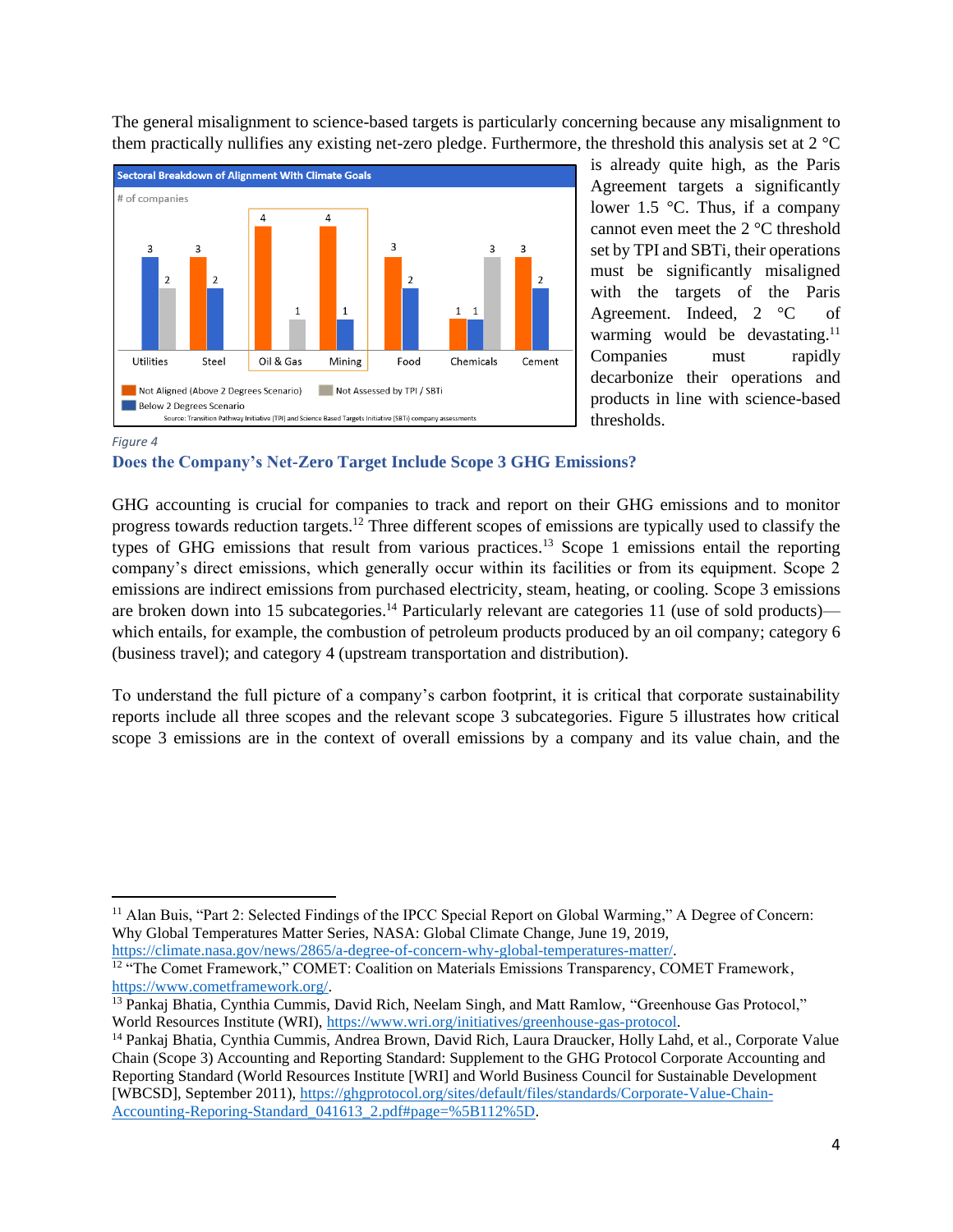The general misalignment to science-based targets is particularly concerning because any misalignment to them practically nullifies any existing net-zero pledge. Furthermore, the threshold this analysis set at 2 °C is already quite high, as the Paris Agreement targets a significantly lower 1.5 °C. Thus, if a company cannot even meet the 2 °C threshold set by TPI and SBTi, their operations must be significantly misaligned with the targets of the Paris Agreement. Indeed, 2 °C of warming would be devastating.[11] Companies must rapidly decarbonize their operations and products in line with science-based thresholds.

**Sectoral Breakdown of Alignment With Climate Goals**

# of companies

| Sector | Not Aligned (Above 2 Degrees Scenario) | Below 2 Degrees Scenario | Not Assessed by TPI / SBTi |
|---|---|---|---|
| Utilities | | 3 | 2 |
| Steel | 3 | 2 | |
| Oil & Gas | 4 | | 1 |
| Mining | 4 | 1 | |
| Food | 3 | 2 | |
| Chemicals | 1 | 1 | 3 |
| Cement | 3 | 2 | |

Source: Transition Pathway Initiative (TPI) and Science Based Targets Initiative (SBTi) company assessments

*Figure 4*

## Does the Company's Net-Zero Target Include Scope 3 GHG Emissions?

GHG accounting is crucial for companies to track and report on their GHG emissions and to monitor progress towards reduction targets.[12] Three different scopes of emissions are typically used to classify the types of GHG emissions that result from various practices.[13] Scope 1 emissions entail the reporting company's direct emissions, which generally occur within its facilities or from its equipment. Scope 2 emissions are indirect emissions from purchased electricity, steam, heating, or cooling. Scope 3 emissions are broken down into 15 subcategories.[14] Particularly relevant are categories 11 (use of sold products)—which entails, for example, the combustion of petroleum products produced by an oil company; category 6 (business travel); and category 4 (upstream transportation and distribution).

To understand the full picture of a company's carbon footprint, it is critical that corporate sustainability reports include all three scopes and the relevant scope 3 subcategories. Figure 5 illustrates how critical scope 3 emissions are in the context of overall emissions by a company and its value chain, and the

---

[11] Alan Buis, "Part 2: Selected Findings of the IPCC Special Report on Global Warming," A Degree of Concern: Why Global Temperatures Matter Series, NASA: Global Climate Change, June 19, 2019, https://climate.nasa.gov/news/2865/a-degree-of-concern-why-global-temperatures-matter/.

[12] "The Comet Framework," COMET: Coalition on Materials Emissions Transparency, COMET Framework, https://www.cometframework.org/.

[13] Pankaj Bhatia, Cynthia Cummis, David Rich, Neelam Singh, and Matt Ramlow, "Greenhouse Gas Protocol," World Resources Institute (WRI), https://www.wri.org/initiatives/greenhouse-gas-protocol.

[14] Pankaj Bhatia, Cynthia Cummis, Andrea Brown, David Rich, Laura Draucker, Holly Lahd, et al., Corporate Value Chain (Scope 3) Accounting and Reporting Standard: Supplement to the GHG Protocol Corporate Accounting and Reporting Standard (World Resources Institute [WRI] and World Business Council for Sustainable Development [WBCSD], September 2011), https://ghgprotocol.org/sites/default/files/standards/Corporate-Value-Chain-Accounting-Reporing-Standard_041613_2.pdf#page=%5B112%5D.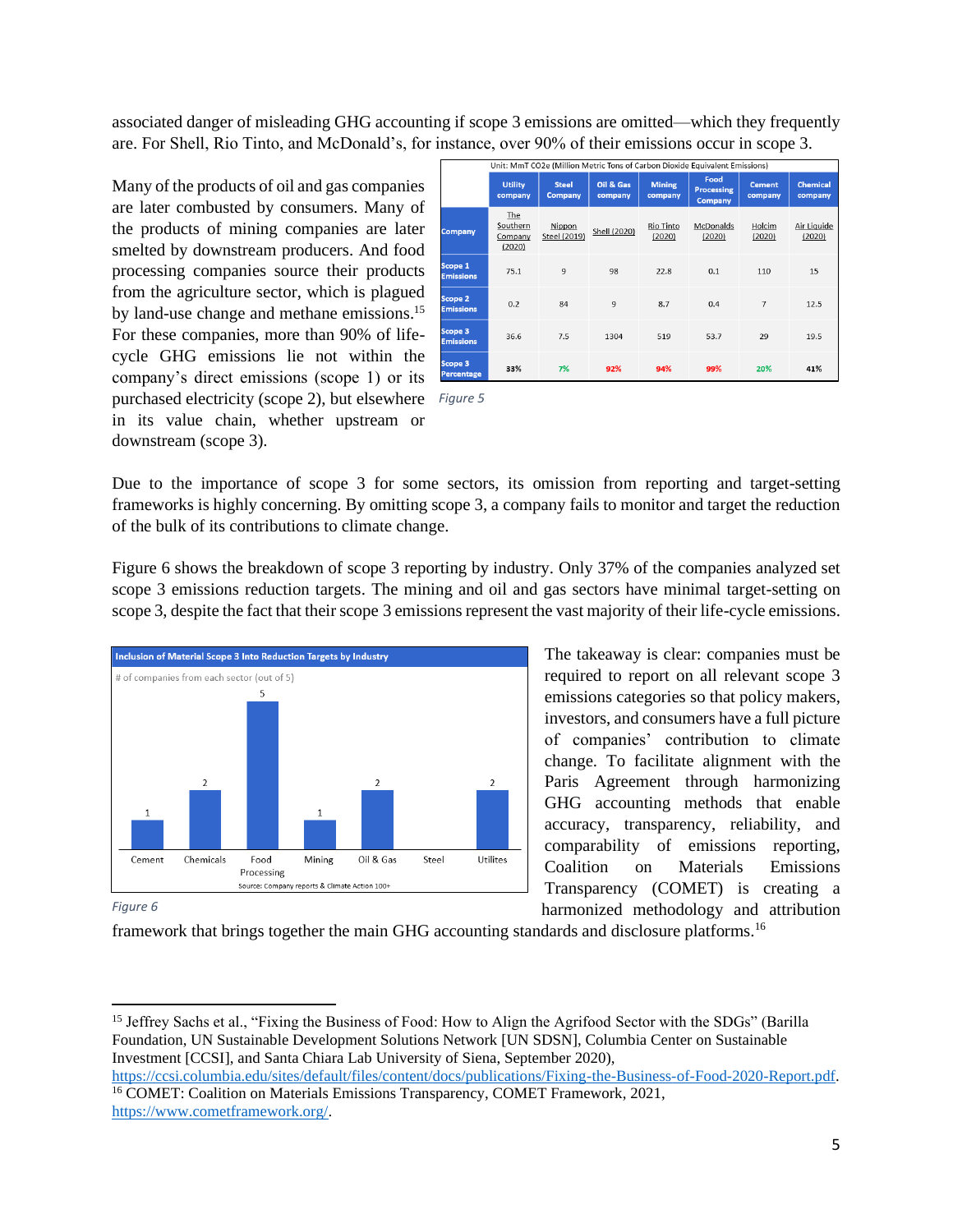associated danger of misleading GHG accounting if scope 3 emissions are omitted—which they frequently are. For Shell, Rio Tinto, and McDonald's, for instance, over 90% of their emissions occur in scope 3.

Many of the products of oil and gas companies are later combusted by consumers. Many of the products of mining companies are later smelted by downstream producers. And food processing companies source their products from the agriculture sector, which is plagued by land-use change and methane emissions.[15] For these companies, more than 90% of life-cycle GHG emissions lie not within the company's direct emissions (scope 1) or its purchased electricity (scope 2), but elsewhere in its value chain, whether upstream or downstream (scope 3).

Unit: MmT CO2e (Million Metric Tons of Carbon Dioxide Equivalent Emissions)

| | Utility company | Steel Company | Oil & Gas company | Mining company | Food Processing Company | Cement company | Chemical company |
|---|---|---|---|---|---|---|---|
| Company | The Southern Company (2020) | Nippon Steel (2019) | Shell (2020) | Rio Tinto (2020) | McDonalds (2020) | Holcim (2020) | Air Liquide (2020) |
| Scope 1 Emissions | 75.1 | 9 | 98 | 22.8 | 0.1 | 110 | 15 |
| Scope 2 Emissions | 0.2 | 84 | 9 | 8.7 | 0.4 | 7 | 12.5 |
| Scope 3 Emissions | 36.6 | 7.5 | 1304 | 519 | 53.7 | 29 | 19.5 |
| Scope 3 Percentage | 33% | 7% | 92% | 94% | 99% | 20% | 41% |

*Figure 5*

Due to the importance of scope 3 for some sectors, its omission from reporting and target-setting frameworks is highly concerning. By omitting scope 3, a company fails to monitor and target the reduction of the bulk of its contributions to climate change.

Figure 6 shows the breakdown of scope 3 reporting by industry. Only 37% of the companies analyzed set scope 3 emissions reduction targets. The mining and oil and gas sectors have minimal target-setting on scope 3, despite the fact that their scope 3 emissions represent the vast majority of their life-cycle emissions.

**Inclusion of Material Scope 3 Into Reduction Targets by Industry**

# of companies from each sector (out of 5)

| Sector | # of companies |
|---|---|
| Cement | 1 |
| Chemicals | 2 |
| Food Processing | 5 |
| Mining | 1 |
| Oil & Gas | 2 |
| Steel | |
| Utilites | 2 |

Source: Company reports & Climate Action 100+

*Figure 6*

The takeaway is clear: companies must be required to report on all relevant scope 3 emissions categories so that policy makers, investors, and consumers have a full picture of companies' contribution to climate change. To facilitate alignment with the Paris Agreement through harmonizing GHG accounting methods that enable accuracy, transparency, reliability, and comparability of emissions reporting, Coalition on Materials Emissions Transparency (COMET) is creating a harmonized methodology and attribution framework that brings together the main GHG accounting standards and disclosure platforms.[16]

---

[15] Jeffrey Sachs et al., "Fixing the Business of Food: How to Align the Agrifood Sector with the SDGs" (Barilla Foundation, UN Sustainable Development Solutions Network [UN SDSN], Columbia Center on Sustainable Investment [CCSI], and Santa Chiara Lab University of Siena, September 2020), https://ccsi.columbia.edu/sites/default/files/content/docs/publications/Fixing-the-Business-of-Food-2020-Report.pdf.

[16] COMET: Coalition on Materials Emissions Transparency, COMET Framework, 2021, https://www.cometframework.org/.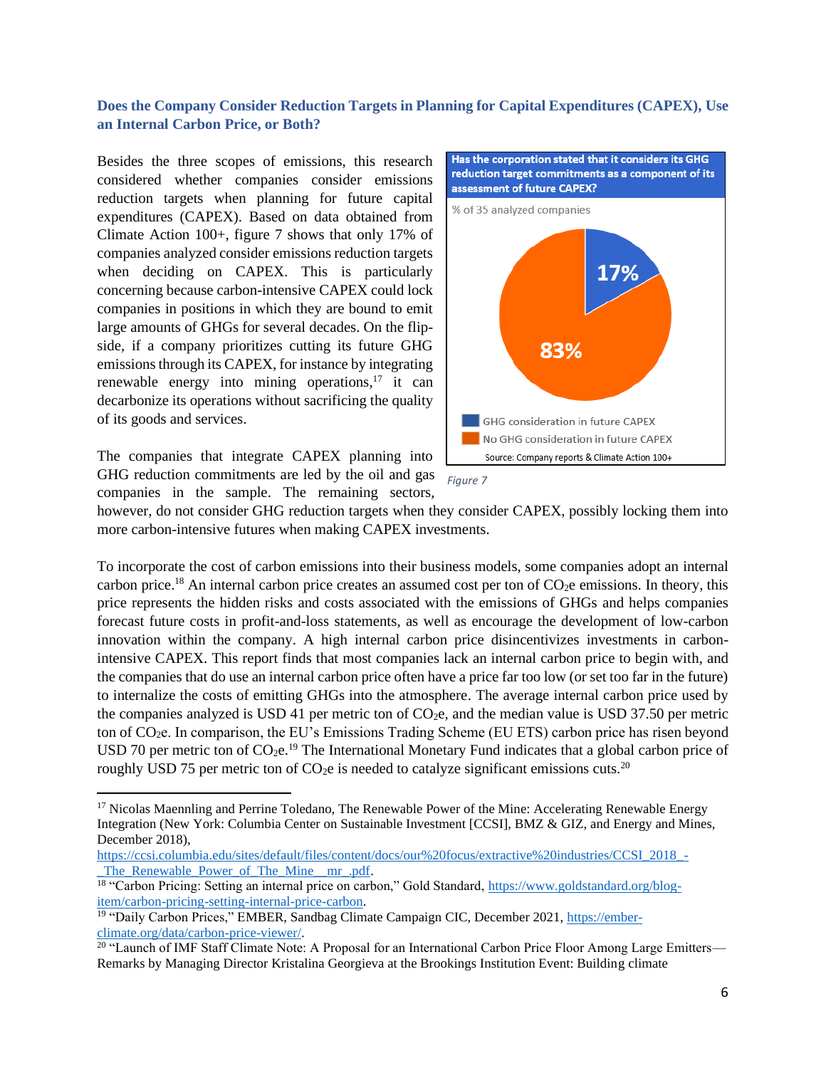### Does the Company Consider Reduction Targets in Planning for Capital Expenditures (CAPEX), Use an Internal Carbon Price, or Both?

Besides the three scopes of emissions, this research considered whether companies consider emissions reduction targets when planning for future capital expenditures (CAPEX). Based on data obtained from Climate Action 100+, figure 7 shows that only 17% of companies analyzed consider emissions reduction targets when deciding on CAPEX. This is particularly concerning because carbon-intensive CAPEX could lock companies in positions in which they are bound to emit large amounts of GHGs for several decades. On the flip-side, if a company prioritizes cutting its future GHG emissions through its CAPEX, for instance by integrating renewable energy into mining operations,[17] it can decarbonize its operations without sacrificing the quality of its goods and services.

**Has the corporation stated that it considers its GHG reduction target commitments as a component of its assessment of future CAPEX?**

% of 35 analyzed companies

| Category | % |
|---|---|
| GHG consideration in future CAPEX | 17% |
| No GHG consideration in future CAPEX | 83% |

Source: Company reports & Climate Action 100+

*Figure 7*

The companies that integrate CAPEX planning into GHG reduction commitments are led by the oil and gas companies in the sample. The remaining sectors, however, do not consider GHG reduction targets when they consider CAPEX, possibly locking them into more carbon-intensive futures when making CAPEX investments.

To incorporate the cost of carbon emissions into their business models, some companies adopt an internal carbon price.[18] An internal carbon price creates an assumed cost per ton of $CO_2e$ emissions. In theory, this price represents the hidden risks and costs associated with the emissions of GHGs and helps companies forecast future costs in profit-and-loss statements, as well as encourage the development of low-carbon innovation within the company. A high internal carbon price disincentivizes investments in carbon-intensive CAPEX. This report finds that most companies lack an internal carbon price to begin with, and the companies that do use an internal carbon price often have a price far too low (or set too far in the future) to internalize the costs of emitting GHGs into the atmosphere. The average internal carbon price used by the companies analyzed is USD 41 per metric ton of $CO_2e$, and the median value is USD 37.50 per metric ton of $CO_2e$. In comparison, the EU's Emissions Trading Scheme (EU ETS) carbon price has risen beyond USD 70 per metric ton of $CO_2e$.[19] The International Monetary Fund indicates that a global carbon price of roughly USD 75 per metric ton of $CO_2e$ is needed to catalyze significant emissions cuts.[20]

---

[17] Nicolas Maennling and Perrine Toledano, The Renewable Power of the Mine: Accelerating Renewable Energy Integration (New York: Columbia Center on Sustainable Investment [CCSI], BMZ & GIZ, and Energy and Mines, December 2018), https://ccsi.columbia.edu/sites/default/files/content/docs/our%20focus/extractive%20industries/CCSI_2018_-_The_Renewable_Power_of_The_Mine__mr_.pdf.

[18] "Carbon Pricing: Setting an internal price on carbon," Gold Standard, https://www.goldstandard.org/blog-item/carbon-pricing-setting-internal-price-carbon.

[19] "Daily Carbon Prices," EMBER, Sandbag Climate Campaign CIC, December 2021, https://ember-climate.org/data/carbon-price-viewer/.

[20] "Launch of IMF Staff Climate Note: A Proposal for an International Carbon Price Floor Among Large Emitters—Remarks by Managing Director Kristalina Georgieva at the Brookings Institution Event: Building climate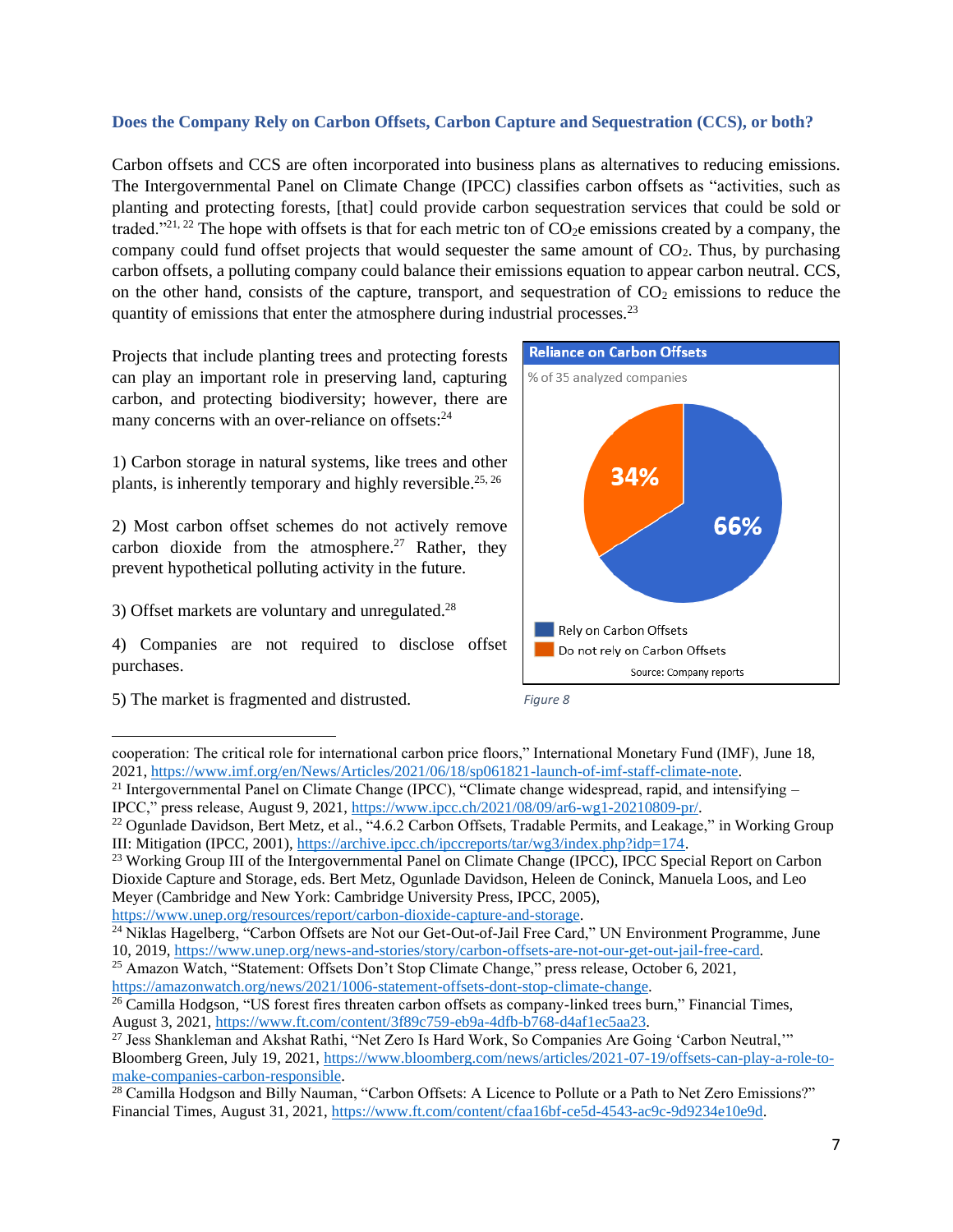### Does the Company Rely on Carbon Offsets, Carbon Capture and Sequestration (CCS), or both?

Carbon offsets and CCS are often incorporated into business plans as alternatives to reducing emissions. The Intergovernmental Panel on Climate Change (IPCC) classifies carbon offsets as "activities, such as planting and protecting forests, [that] could provide carbon sequestration services that could be sold or traded."[21, 22] The hope with offsets is that for each metric ton of $CO_2e$ emissions created by a company, the company could fund offset projects that would sequester the same amount of $CO_2$. Thus, by purchasing carbon offsets, a polluting company could balance their emissions equation to appear carbon neutral. CCS, on the other hand, consists of the capture, transport, and sequestration of $CO_2$ emissions to reduce the quantity of emissions that enter the atmosphere during industrial processes.[23]

Projects that include planting trees and protecting forests can play an important role in preserving land, capturing carbon, and protecting biodiversity; however, there are many concerns with an over-reliance on offsets:[24]

1) Carbon storage in natural systems, like trees and other plants, is inherently temporary and highly reversible.[25, 26]

2) Most carbon offset schemes do not actively remove carbon dioxide from the atmosphere.[27] Rather, they prevent hypothetical polluting activity in the future.

3) Offset markets are voluntary and unregulated.[28]

4) Companies are not required to disclose offset purchases.

5) The market is fragmented and distrusted.

**Reliance on Carbon Offsets**

% of 35 analyzed companies

| Category | % |
|---|---|
| Rely on Carbon Offsets | 66% |
| Do not rely on Carbon Offsets | 34% |

Source: Company reports

*Figure 8*

---

cooperation: The critical role for international carbon price floors," International Monetary Fund (IMF), June 18, 2021, https://www.imf.org/en/News/Articles/2021/06/18/sp061821-launch-of-imf-staff-climate-note.

[21] Intergovernmental Panel on Climate Change (IPCC), "Climate change widespread, rapid, and intensifying – IPCC," press release, August 9, 2021, https://www.ipcc.ch/2021/08/09/ar6-wg1-20210809-pr/.

[22] Ogunlade Davidson, Bert Metz, et al., "4.6.2 Carbon Offsets, Tradable Permits, and Leakage," in Working Group III: Mitigation (IPCC, 2001), https://archive.ipcc.ch/ipccreports/tar/wg3/index.php?idp=174.

[23] Working Group III of the Intergovernmental Panel on Climate Change (IPCC), IPCC Special Report on Carbon Dioxide Capture and Storage, eds. Bert Metz, Ogunlade Davidson, Heleen de Coninck, Manuela Loos, and Leo Meyer (Cambridge and New York: Cambridge University Press, IPCC, 2005), https://www.unep.org/resources/report/carbon-dioxide-capture-and-storage.

[24] Niklas Hagelberg, "Carbon Offsets are Not our Get-Out-of-Jail Free Card," UN Environment Programme, June 10, 2019, https://www.unep.org/news-and-stories/story/carbon-offsets-are-not-our-get-out-jail-free-card.

[25] Amazon Watch, "Statement: Offsets Don't Stop Climate Change," press release, October 6, 2021, https://amazonwatch.org/news/2021/1006-statement-offsets-dont-stop-climate-change.

[26] Camilla Hodgson, "US forest fires threaten carbon offsets as company-linked trees burn," Financial Times, August 3, 2021, https://www.ft.com/content/3f89c759-eb9a-4dfb-b768-d4af1ec5aa23.

[27] Jess Shankleman and Akshat Rathi, "Net Zero Is Hard Work, So Companies Are Going 'Carbon Neutral,'" Bloomberg Green, July 19, 2021, https://www.bloomberg.com/news/articles/2021-07-19/offsets-can-play-a-role-to-make-companies-carbon-responsible.

[28] Camilla Hodgson and Billy Nauman, "Carbon Offsets: A Licence to Pollute or a Path to Net Zero Emissions?" Financial Times, August 31, 2021, https://www.ft.com/content/cfaa16bf-ce5d-4543-ac9c-9d9234e10e9d.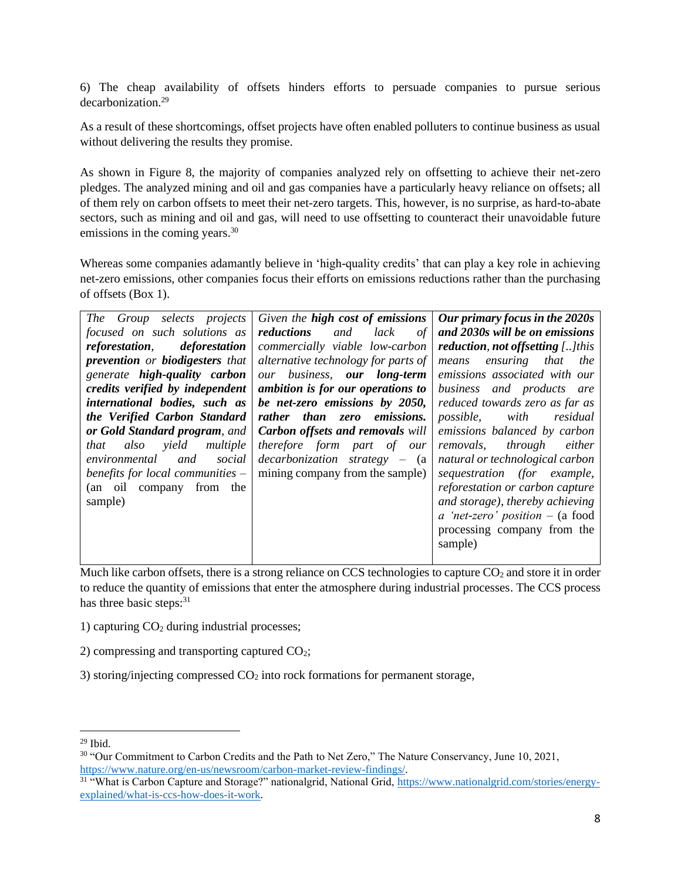6) The cheap availability of offsets hinders efforts to persuade companies to pursue serious decarbonization.[29]

As a result of these shortcomings, offset projects have often enabled polluters to continue business as usual without delivering the results they promise.

As shown in Figure 8, the majority of companies analyzed rely on offsetting to achieve their net-zero pledges. The analyzed mining and oil and gas companies have a particularly heavy reliance on offsets; all of them rely on carbon offsets to meet their net-zero targets. This, however, is no surprise, as hard-to-abate sectors, such as mining and oil and gas, will need to use offsetting to counteract their unavoidable future emissions in the coming years.[30]

Whereas some companies adamantly believe in 'high-quality credits' that can play a key role in achieving net-zero emissions, other companies focus their efforts on emissions reductions rather than the purchasing of offsets (Box 1).

| | | |
|---|---|---|
| *The Group selects projects focused on such solutions as* ***reforestation****,* ***deforestation prevention*** *or* ***biodigesters*** *that generate* ***high-quality carbon credits verified by independent international bodies, such as the Verified Carbon Standard or Gold Standard program****, and that also yield multiple environmental and social benefits for local communities* – (an oil company from the sample) | *Given the* ***high cost of emissions reductions*** *and lack of commercially viable low-carbon alternative technology for parts of our business,* ***our long-term ambition is for our operations to be net-zero emissions by 2050, rather than zero emissions. Carbon offsets and removals*** *will therefore form part of our decarbonization strategy* – (a mining company from the sample) | ***Our primary focus in the 2020s and 2030s will be on emissions reduction, not offsetting*** *[..]this means ensuring that the emissions associated with our business and products are reduced towards zero as far as possible, with residual emissions balanced by carbon removals, through either natural or technological carbon sequestration (for example, reforestation or carbon capture and storage), thereby achieving a 'net-zero' position* – (a food processing company from the sample) |

Much like carbon offsets, there is a strong reliance on CCS technologies to capture $CO_2$ and store it in order to reduce the quantity of emissions that enter the atmosphere during industrial processes. The CCS process has three basic steps:[31]

1) capturing $CO_2$ during industrial processes;

2) compressing and transporting captured $CO_2$;

3) storing/injecting compressed $CO_2$ into rock formations for permanent storage,

---

[29] Ibid.

[30] "Our Commitment to Carbon Credits and the Path to Net Zero," The Nature Conservancy, June 10, 2021, https://www.nature.org/en-us/newsroom/carbon-market-review-findings/.

[31] "What is Carbon Capture and Storage?" nationalgrid, National Grid, https://www.nationalgrid.com/stories/energy-explained/what-is-ccs-how-does-it-work.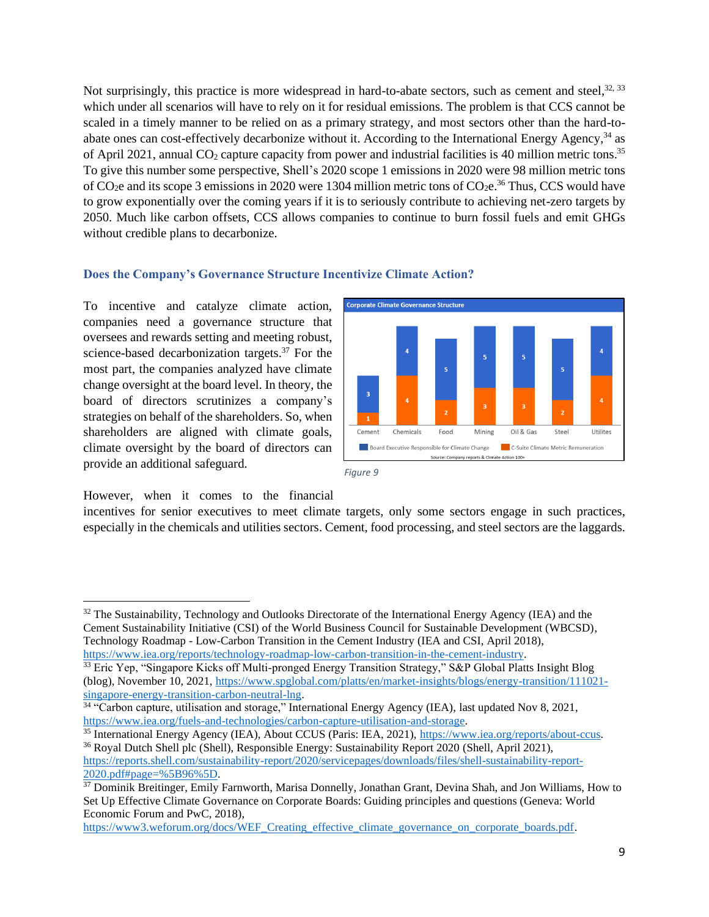Not surprisingly, this practice is more widespread in hard-to-abate sectors, such as cement and steel,[32, 33] which under all scenarios will have to rely on it for residual emissions. The problem is that CCS cannot be scaled in a timely manner to be relied on as a primary strategy, and most sectors other than the hard-to-abate ones can cost-effectively decarbonize without it. According to the International Energy Agency,[34] as of April 2021, annual $CO_2$ capture capacity from power and industrial facilities is 40 million metric tons.[35] To give this number some perspective, Shell's 2020 scope 1 emissions in 2020 were 98 million metric tons of $CO_2e$ and its scope 3 emissions in 2020 were 1304 million metric tons of $CO_2e$.[36] Thus, CCS would have to grow exponentially over the coming years if it is to seriously contribute to achieving net-zero targets by 2050. Much like carbon offsets, CCS allows companies to continue to burn fossil fuels and emit GHGs without credible plans to decarbonize.

### Does the Company's Governance Structure Incentivize Climate Action?

To incentive and catalyze climate action, companies need a governance structure that oversees and rewards setting and meeting robust, science-based decarbonization targets.[37] For the most part, the companies analyzed have climate change oversight at the board level. In theory, the board of directors scrutinizes a company's strategies on behalf of the shareholders. So, when shareholders are aligned with climate goals, climate oversight by the board of directors can provide an additional safeguard.

**Corporate Climate Governance Structure**

| | Cement | Chemicals | Food | Mining | Oil & Gas | Steel | Utilities |
|---|---|---|---|---|---|---|---|
| Board Executive Responsible for Climate Change | 3 | 4 | 5 | 5 | 5 | 5 | 4 |
| C-Suite Climate Metric Remuneration | 1 | 4 | 2 | 3 | 3 | 2 | 4 |

Source: Company reports & Climate Action 100+

*Figure 9*

However, when it comes to the financial incentives for senior executives to meet climate targets, only some sectors engage in such practices, especially in the chemicals and utilities sectors. Cement, food processing, and steel sectors are the laggards.

---

[32] The Sustainability, Technology and Outlooks Directorate of the International Energy Agency (IEA) and the Cement Sustainability Initiative (CSI) of the World Business Council for Sustainable Development (WBCSD), Technology Roadmap - Low-Carbon Transition in the Cement Industry (IEA and CSI, April 2018), https://www.iea.org/reports/technology-roadmap-low-carbon-transition-in-the-cement-industry.

[33] Eric Yep, "Singapore Kicks off Multi-pronged Energy Transition Strategy," S&P Global Platts Insight Blog (blog), November 10, 2021, https://www.spglobal.com/platts/en/market-insights/blogs/energy-transition/111021-singapore-energy-transition-carbon-neutral-lng.

[34] "Carbon capture, utilisation and storage," International Energy Agency (IEA), last updated Nov 8, 2021, https://www.iea.org/fuels-and-technologies/carbon-capture-utilisation-and-storage.

[35] International Energy Agency (IEA), About CCUS (Paris: IEA, 2021), https://www.iea.org/reports/about-ccus.

[36] Royal Dutch Shell plc (Shell), Responsible Energy: Sustainability Report 2020 (Shell, April 2021), https://reports.shell.com/sustainability-report/2020/servicepages/downloads/files/shell-sustainability-report-2020.pdf#page=%5B96%5D.

[37] Dominik Breitinger, Emily Farnworth, Marisa Donnelly, Jonathan Grant, Devina Shah, and Jon Williams, How to Set Up Effective Climate Governance on Corporate Boards: Guiding principles and questions (Geneva: World Economic Forum and PwC, 2018), https://www3.weforum.org/docs/WEF_Creating_effective_climate_governance_on_corporate_boards.pdf.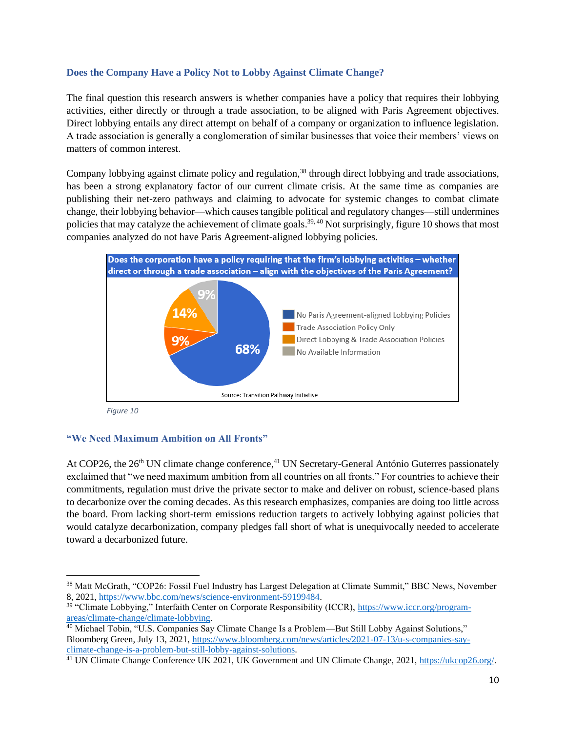### Does the Company Have a Policy Not to Lobby Against Climate Change?

The final question this research answers is whether companies have a policy that requires their lobbying activities, either directly or through a trade association, to be aligned with Paris Agreement objectives. Direct lobbying entails any direct attempt on behalf of a company or organization to influence legislation. A trade association is generally a conglomeration of similar businesses that voice their members' views on matters of common interest.

Company lobbying against climate policy and regulation,[38] through direct lobbying and trade associations, has been a strong explanatory factor of our current climate crisis. At the same time as companies are publishing their net-zero pathways and claiming to advocate for systemic changes to combat climate change, their lobbying behavior—which causes tangible political and regulatory changes—still undermines policies that may catalyze the achievement of climate goals.[39, 40] Not surprisingly, figure 10 shows that most companies analyzed do not have Paris Agreement-aligned lobbying policies.

**Does the corporation have a policy requiring that the firm's lobbying activities – whether direct or through a trade association – align with the objectives of the Paris Agreement?**

| Category | Share |
|---|---|
| No Paris Agreement-aligned Lobbying Policies | 68% |
| Trade Association Policy Only | 9% |
| Direct Lobbying & Trade Association Policies | 14% |
| No Available Information | 9% |

Source: Transition Pathway Initiative

*Figure 10*

### "We Need Maximum Ambition on All Fronts"

At COP26, the 26th UN climate change conference,[41] UN Secretary-General António Guterres passionately exclaimed that "we need maximum ambition from all countries on all fronts." For countries to achieve their commitments, regulation must drive the private sector to make and deliver on robust, science-based plans to decarbonize over the coming decades. As this research emphasizes, companies are doing too little across the board. From lacking short-term emissions reduction targets to actively lobbying against policies that would catalyze decarbonization, company pledges fall short of what is unequivocally needed to accelerate toward a decarbonized future.

---

[38] Matt McGrath, "COP26: Fossil Fuel Industry has Largest Delegation at Climate Summit," BBC News, November 8, 2021, https://www.bbc.com/news/science-environment-59199484.

[39] "Climate Lobbying," Interfaith Center on Corporate Responsibility (ICCR), https://www.iccr.org/program-areas/climate-change/climate-lobbying.

[40] Michael Tobin, "U.S. Companies Say Climate Change Is a Problem—But Still Lobby Against Solutions," Bloomberg Green, July 13, 2021, https://www.bloomberg.com/news/articles/2021-07-13/u-s-companies-say-climate-change-is-a-problem-but-still-lobby-against-solutions.

[41] UN Climate Change Conference UK 2021, UK Government and UN Climate Change, 2021, https://ukcop26.org/.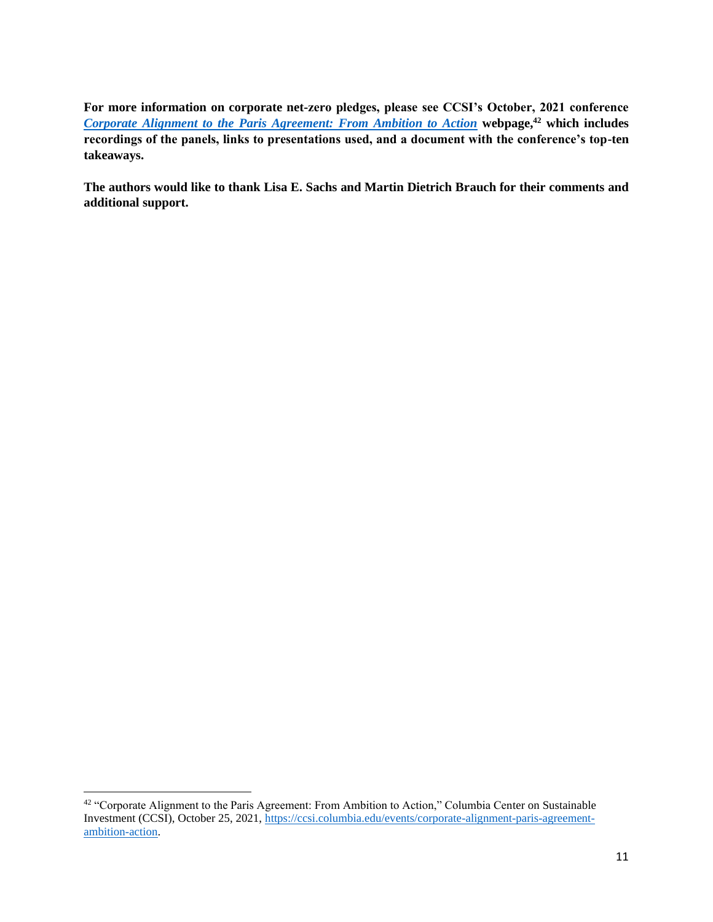**For more information on corporate net-zero pledges, please see CCSI's October, 2021 conference *Corporate Alignment to the Paris Agreement: From Ambition to Action* webpage,[42] which includes recordings of the panels, links to presentations used, and a document with the conference's top-ten takeaways.**

**The authors would like to thank Lisa E. Sachs and Martin Dietrich Brauch for their comments and additional support.**

---

[42] "Corporate Alignment to the Paris Agreement: From Ambition to Action," Columbia Center on Sustainable Investment (CCSI), October 25, 2021, https://ccsi.columbia.edu/events/corporate-alignment-paris-agreement-ambition-action.